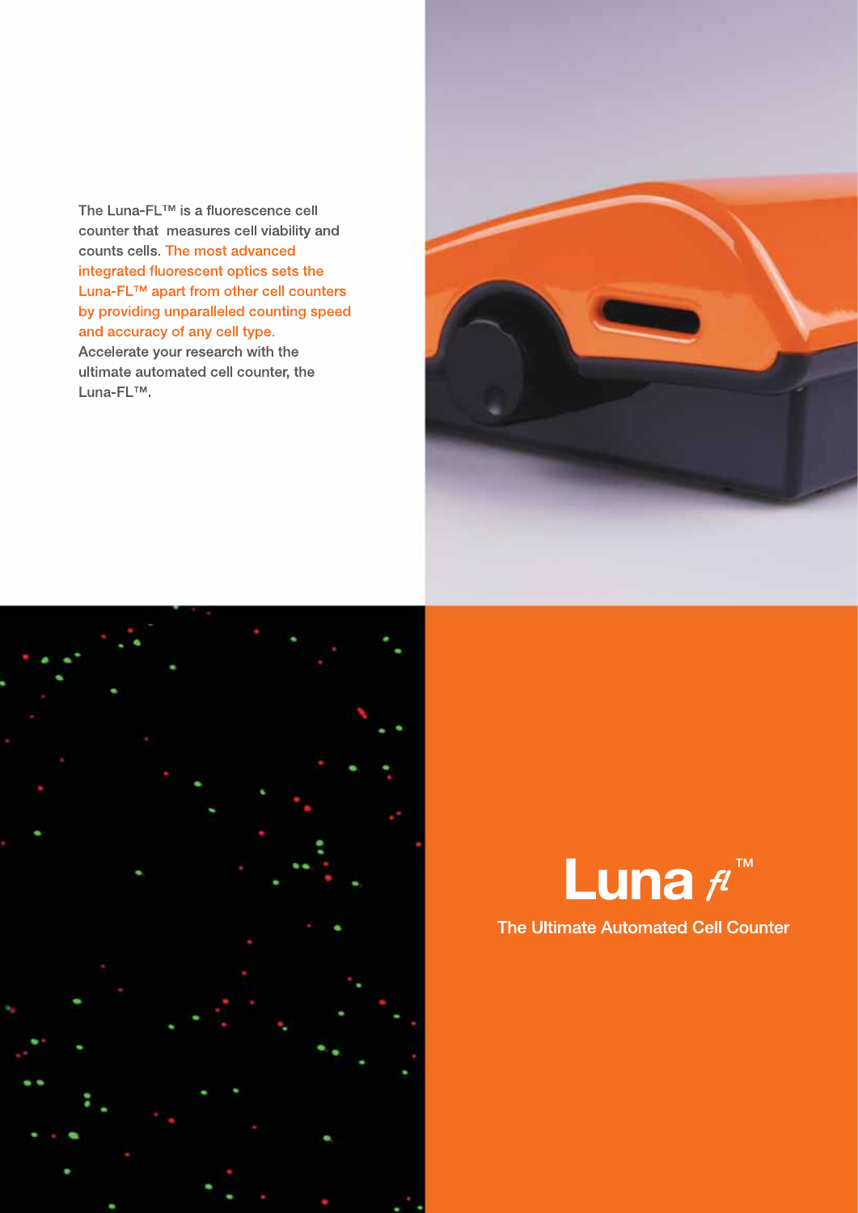The Luna-FL™ is a fluorescence cell counter that measures cell viability and counts cells. The most advanced integrated fluorescent optics sets the Luna-FL™ apart from other cell counters by providing unparalleled counting speed and accuracy of any cell type. Accelerate your research with the ultimate automated cell counter, the Luna-FL™.

# Luna *fl*™

The Ultimate Automated Cell Counter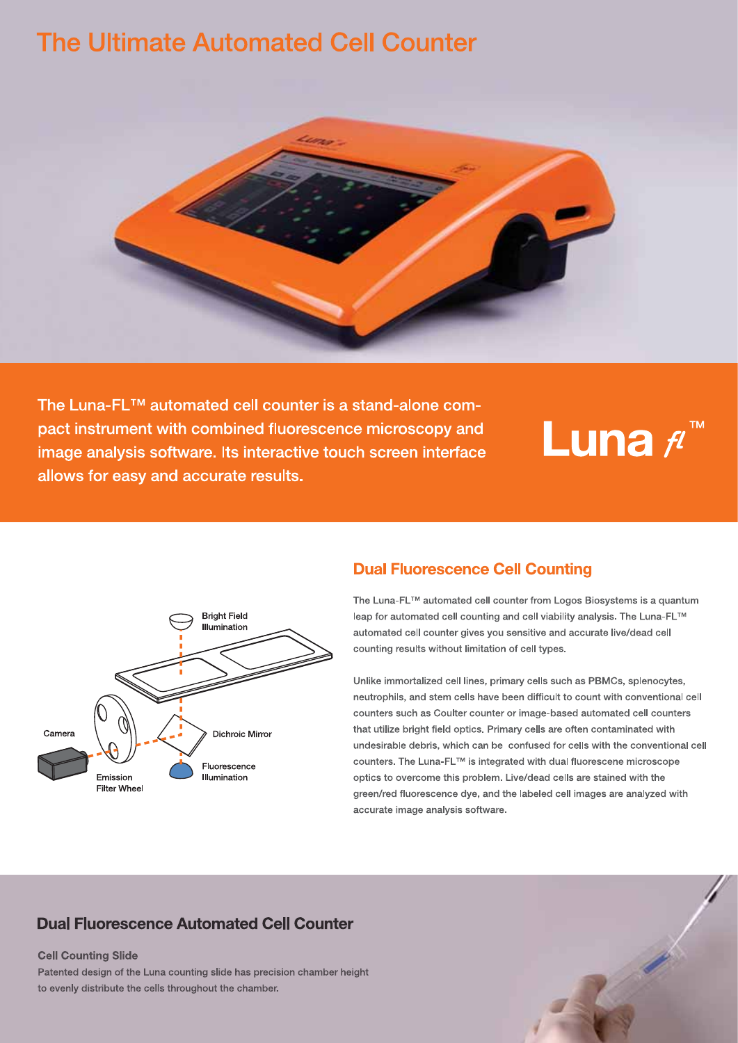# The Ultimate Automated Cell Counter

The Luna-FL™ automated cell counter is a stand-alone compact instrument with combined fluorescence microscopy and image analysis software. Its interactive touch screen interface allows for easy and accurate results.

Luna fl™

Bright Field Illumination

Camera

Dichroic Mirror

Fluorescence Illumination

Emission Filter Wheel

## Dual Fluorescence Cell Counting

The Luna-FL™ automated cell counter from Logos Biosystems is a quantum leap for automated cell counting and cell viability analysis. The Luna-FL™ automated cell counter gives you sensitive and accurate live/dead cell counting results without limitation of cell types.

Unlike immortalized cell lines, primary cells such as PBMCs, splenocytes, neutrophils, and stem cells have been difficult to count with conventional cell counters such as Coulter counter or image-based automated cell counters that utilize bright field optics. Primary cells are often contaminated with undesirable debris, which can be confused for cells with the conventional cell counters. The Luna-FL™ is integrated with dual fluorescene microscope optics to overcome this problem. Live/dead cells are stained with the green/red fluorescence dye, and the labeled cell images are analyzed with accurate image analysis software.

## Dual Fluorescence Automated Cell Counter

**Cell Counting Slide**

Patented design of the Luna counting slide has precision chamber height to evenly distribute the cells throughout the chamber.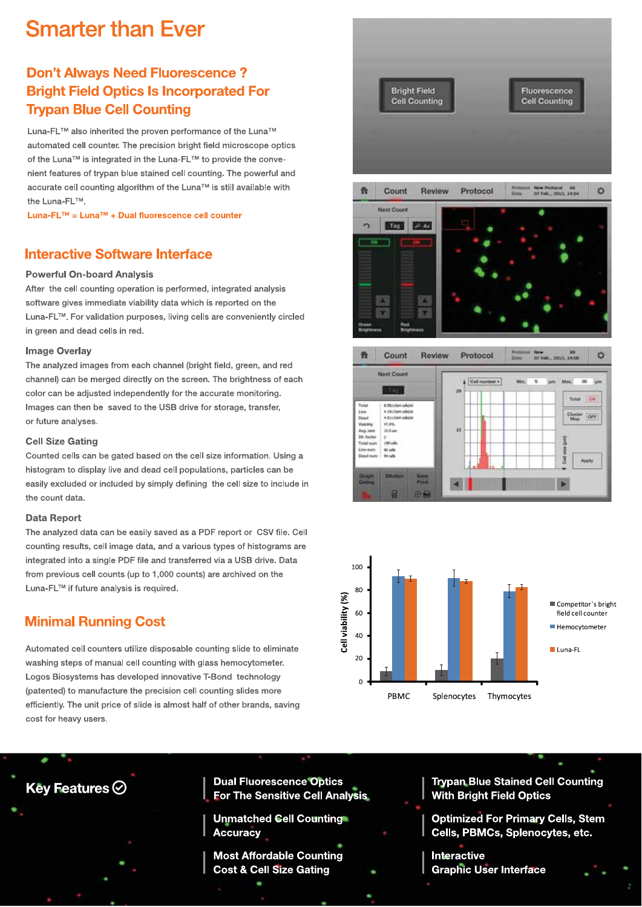# Smarter than Ever

## Don't Always Need Fluorescence ? Bright Field Optics Is Incorporated For Trypan Blue Cell Counting

Luna-FL™ also inherited the proven performance of the Luna™ automated cell counter. The precision bright field microscope optics of the Luna™ is integrated in the Luna-FL™ to provide the convenient features of trypan blue stained cell counting. The powerful and accurate cell counting algorithm of the Luna™ is still available with the Luna-FL™.

**Luna-FL™ = Luna™ + Dual fluorescence cell counter**

## Interactive Software Interface

### Powerful On-board Analysis

After the cell counting operation is performed, integrated analysis software gives immediate viability data which is reported on the Luna-FL™. For validation purposes, living cells are conveniently circled in green and dead cells in red.

### Image Overlay

The analyzed images from each channel (bright field, green, and red channel) can be merged directly on the screen. The brightness of each color can be adjusted independently for the accurate monitoring. Images can then be saved to the USB drive for storage, transfer, or future analyses.

### Cell Size Gating

Counted cells can be gated based on the cell size information. Using a histogram to display live and dead cell populations, particles can be easily excluded or included by simply defining the cell size to include in the count data.

### Data Report

The analyzed data can be easily saved as a PDF report or CSV file. Cell counting results, cell image data, and a various types of histograms are integrated into a single PDF file and transferred via a USB drive. Data from previous cell counts (up to 1,000 counts) are archived on the Luna-FL™ if future analysis is required.

## Minimal Running Cost

Automated cell counters utilize disposable counting slide to eliminate washing steps of manual cell counting with glass hemocytometer. Logos Biosystems has developed innovative T-Bond technology (patented) to manufacture the precision cell counting slides more efficiently. The unit price of slide is almost half of other brands, saving cost for heavy users.

## Key Features

- Dual Fluorescence Optics For The Sensitive Cell Analysis
- Trypan Blue Stained Cell Counting With Bright Field Optics
- Unmatched Cell Counting Accuracy
- Optimized For Primary Cells, Stem Cells, PBMCs, Splenocytes, etc.
- Most Affordable Counting Cost & Cell Size Gating
- Interactive Graphic User Interface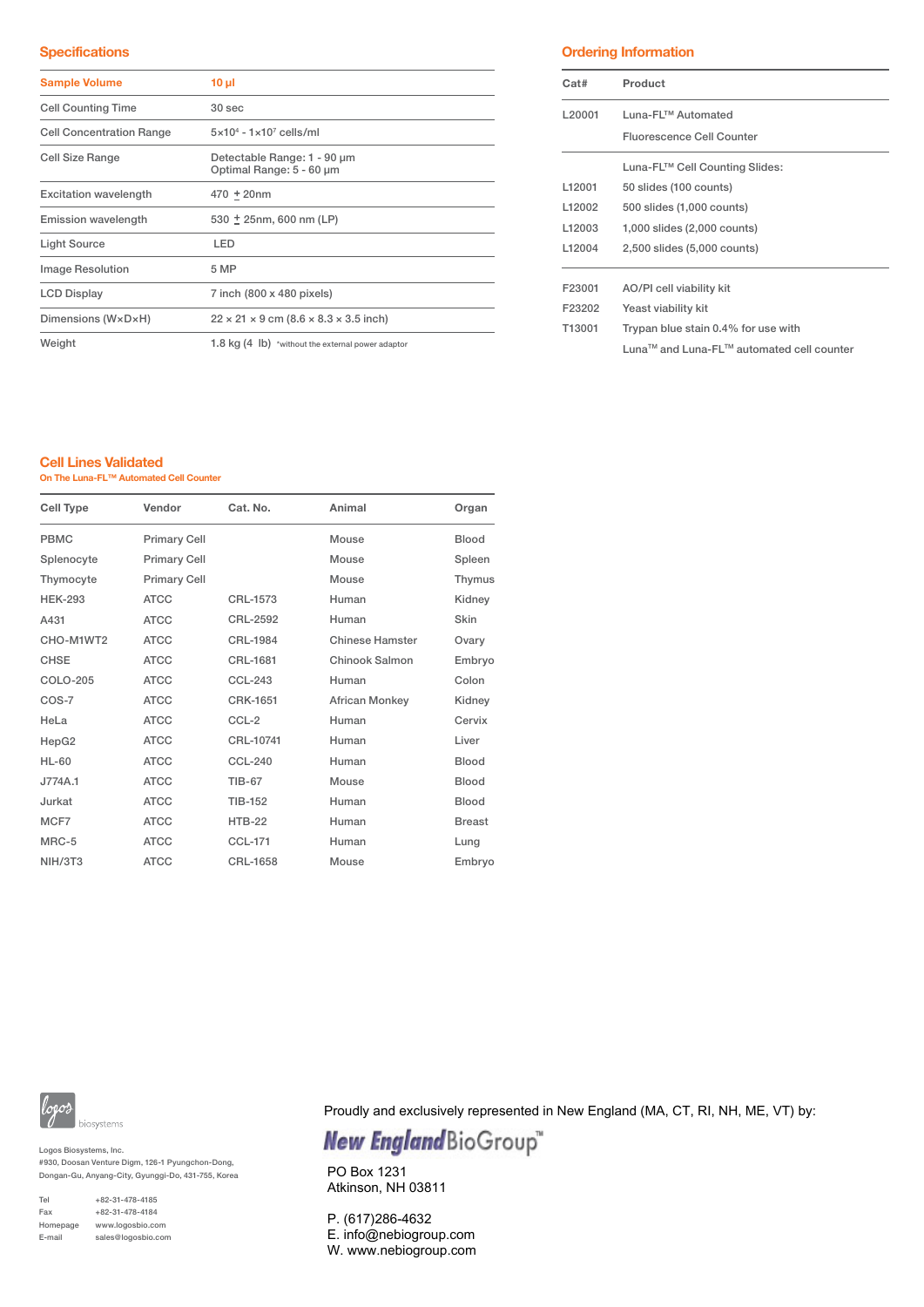## Specifications

| Sample Volume | 10 µl |
|---|---|
| Cell Counting Time | 30 sec |
| Cell Concentration Range | $5 \times 10^4$ - $1 \times 10^7$ cells/ml |
| Cell Size Range | Detectable Range: 1 - 90 µm<br>Optimal Range: 5 - 60 µm |
| Excitation wavelength | 470 ± 20nm |
| Emission wavelength | 530 ± 25nm, 600 nm (LP) |
| Light Source | LED |
| Image Resolution | 5 MP |
| LCD Display | 7 inch (800 x 480 pixels) |
| Dimensions (W×D×H) | 22 × 21 × 9 cm (8.6 × 8.3 × 3.5 inch) |
| Weight | 1.8 kg (4 lb) *without the external power adaptor |

## Ordering Information

| Cat# | Product |
|---|---|
| L20001 | Luna-FL™ Automated Fluorescence Cell Counter |
| | Luna-FL™ Cell Counting Slides: |
| L12001 | 50 slides (100 counts) |
| L12002 | 500 slides (1,000 counts) |
| L12003 | 1,000 slides (2,000 counts) |
| L12004 | 2,500 slides (5,000 counts) |
| F23001 | AO/PI cell viability kit |
| F23202 | Yeast viability kit |
| T13001 | Trypan blue stain 0.4% for use with Luna™ and Luna-FL™ automated cell counter |

## Cell Lines Validated

On The Luna-FL™ Automated Cell Counter

| Cell Type | Vendor | Cat. No. | Animal | Organ |
|---|---|---|---|---|
| PBMC | Primary Cell | | Mouse | Blood |
| Splenocyte | Primary Cell | | Mouse | Spleen |
| Thymocyte | Primary Cell | | Mouse | Thymus |
| HEK-293 | ATCC | CRL-1573 | Human | Kidney |
| A431 | ATCC | CRL-2592 | Human | Skin |
| CHO-M1WT2 | ATCC | CRL-1984 | Chinese Hamster | Ovary |
| CHSE | ATCC | CRL-1681 | Chinook Salmon | Embryo |
| COLO-205 | ATCC | CCL-243 | Human | Colon |
| COS-7 | ATCC | CRK-1651 | African Monkey | Kidney |
| HeLa | ATCC | CCL-2 | Human | Cervix |
| HepG2 | ATCC | CRL-10741 | Human | Liver |
| HL-60 | ATCC | CCL-240 | Human | Blood |
| J774A.1 | ATCC | TIB-67 | Mouse | Blood |
| Jurkat | ATCC | TIB-152 | Human | Blood |
| MCF7 | ATCC | HTB-22 | Human | Breast |
| MRC-5 | ATCC | CCL-171 | Human | Lung |
| NIH/3T3 | ATCC | CRL-1658 | Mouse | Embryo |

logos biosystems

Logos Biosystems, Inc.
#930, Doosan Venture Digm, 126-1 Pyungchon-Dong,
Dongan-Gu, Anyang-City, Gyunggi-Do, 431-755, Korea

Tel +82-31-478-4185
Fax +82-31-478-4184
Homepage www.logosbio.com
E-mail sales@logosbio.com

Proudly and exclusively represented in New England (MA, CT, RI, NH, ME, VT) by:

New England BioGroup™

PO Box 1231
Atkinson, NH 03811

P. (617)286-4632
E. info@nebiogroup.com
W. www.nebiogroup.com